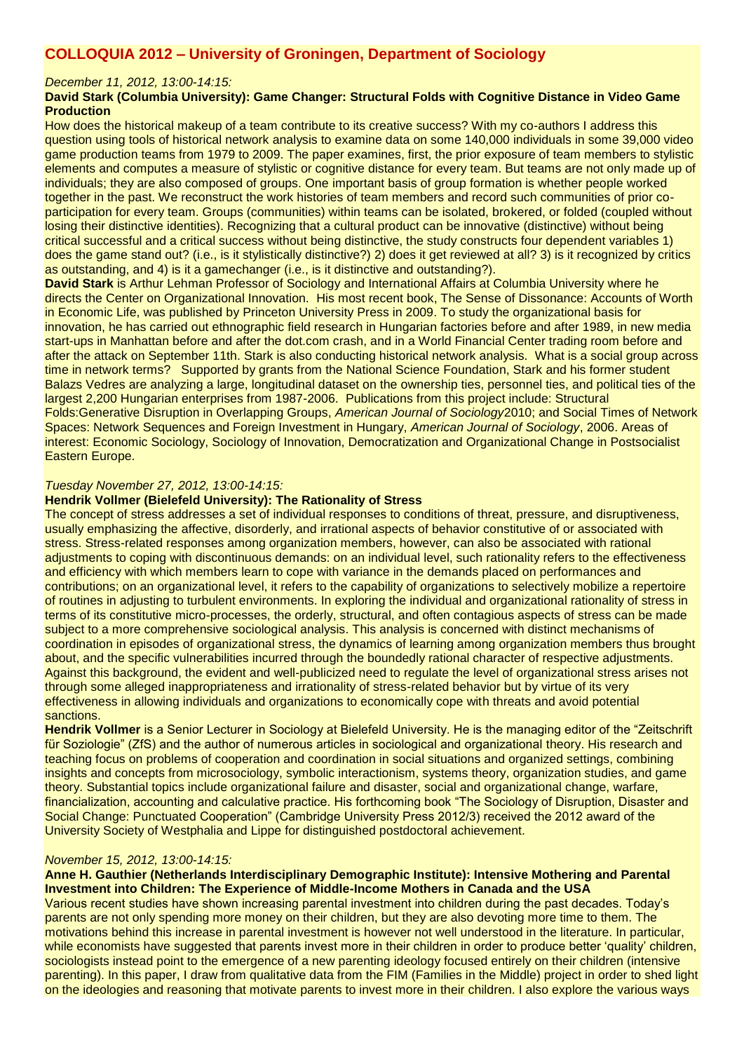# COLLOQUIA 2012 – University of Groningen, Department of Sociology

*December 11, 2012, 13:00-14:15:*

**David Stark (Columbia University): Game Changer: Structural Folds with Cognitive Distance in Video Game Production**

How does the historical makeup of a team contribute to its creative success? With my co-authors I address this question using tools of historical network analysis to examine data on some 140,000 individuals in some 39,000 video game production teams from 1979 to 2009. The paper examines, first, the prior exposure of team members to stylistic elements and computes a measure of stylistic or cognitive distance for every team. But teams are not only made up of individuals; they are also composed of groups. One important basis of group formation is whether people worked together in the past. We reconstruct the work histories of team members and record such communities of prior co-participation for every team. Groups (communities) within teams can be isolated, brokered, or folded (coupled without losing their distinctive identities). Recognizing that a cultural product can be innovative (distinctive) without being critical successful and a critical success without being distinctive, the study constructs four dependent variables 1) does the game stand out? (i.e., is it stylistically distinctive?) 2) does it get reviewed at all? 3) is it recognized by critics as outstanding, and 4) is it a gamechanger (i.e., is it distinctive and outstanding?).

**David Stark** is Arthur Lehman Professor of Sociology and International Affairs at Columbia University where he directs the Center on Organizational Innovation. His most recent book, The Sense of Dissonance: Accounts of Worth in Economic Life, was published by Princeton University Press in 2009. To study the organizational basis for innovation, he has carried out ethnographic field research in Hungarian factories before and after 1989, in new media start-ups in Manhattan before and after the dot.com crash, and in a World Financial Center trading room before and after the attack on September 11th. Stark is also conducting historical network analysis. What is a social group across time in network terms? Supported by grants from the National Science Foundation, Stark and his former student Balazs Vedres are analyzing a large, longitudinal dataset on the ownership ties, personnel ties, and political ties of the largest 2,200 Hungarian enterprises from 1987-2006. Publications from this project include: Structural Folds:Generative Disruption in Overlapping Groups, *American Journal of Sociology*2010; and Social Times of Network Spaces: Network Sequences and Foreign Investment in Hungary, *American Journal of Sociology*, 2006. Areas of interest: Economic Sociology, Sociology of Innovation, Democratization and Organizational Change in Postsocialist Eastern Europe.

*Tuesday November 27, 2012, 13:00-14:15:*

**Hendrik Vollmer (Bielefeld University): The Rationality of Stress**

The concept of stress addresses a set of individual responses to conditions of threat, pressure, and disruptiveness, usually emphasizing the affective, disorderly, and irrational aspects of behavior constitutive of or associated with stress. Stress-related responses among organization members, however, can also be associated with rational adjustments to coping with discontinuous demands: on an individual level, such rationality refers to the effectiveness and efficiency with which members learn to cope with variance in the demands placed on performances and contributions; on an organizational level, it refers to the capability of organizations to selectively mobilize a repertoire of routines in adjusting to turbulent environments. In exploring the individual and organizational rationality of stress in terms of its constitutive micro-processes, the orderly, structural, and often contagious aspects of stress can be made subject to a more comprehensive sociological analysis. This analysis is concerned with distinct mechanisms of coordination in episodes of organizational stress, the dynamics of learning among organization members thus brought about, and the specific vulnerabilities incurred through the boundedly rational character of respective adjustments. Against this background, the evident and well-publicized need to regulate the level of organizational stress arises not through some alleged inappropriateness and irrationality of stress-related behavior but by virtue of its very effectiveness in allowing individuals and organizations to economically cope with threats and avoid potential sanctions.

**Hendrik Vollmer** is a Senior Lecturer in Sociology at Bielefeld University. He is the managing editor of the "Zeitschrift für Soziologie" (ZfS) and the author of numerous articles in sociological and organizational theory. His research and teaching focus on problems of cooperation and coordination in social situations and organized settings, combining insights and concepts from microsociology, symbolic interactionism, systems theory, organization studies, and game theory. Substantial topics include organizational failure and disaster, social and organizational change, warfare, financialization, accounting and calculative practice. His forthcoming book "The Sociology of Disruption, Disaster and Social Change: Punctuated Cooperation" (Cambridge University Press 2012/3) received the 2012 award of the University Society of Westphalia and Lippe for distinguished postdoctoral achievement.

*November 15, 2012, 13:00-14:15:*

**Anne H. Gauthier (Netherlands Interdisciplinary Demographic Institute): Intensive Mothering and Parental Investment into Children: The Experience of Middle-Income Mothers in Canada and the USA**

Various recent studies have shown increasing parental investment into children during the past decades. Today's parents are not only spending more money on their children, but they are also devoting more time to them. The motivations behind this increase in parental investment is however not well understood in the literature. In particular, while economists have suggested that parents invest more in their children in order to produce better 'quality' children, sociologists instead point to the emergence of a new parenting ideology focused entirely on their children (intensive parenting). In this paper, I draw from qualitative data from the FIM (Families in the Middle) project in order to shed light on the ideologies and reasoning that motivate parents to invest more in their children. I also explore the various ways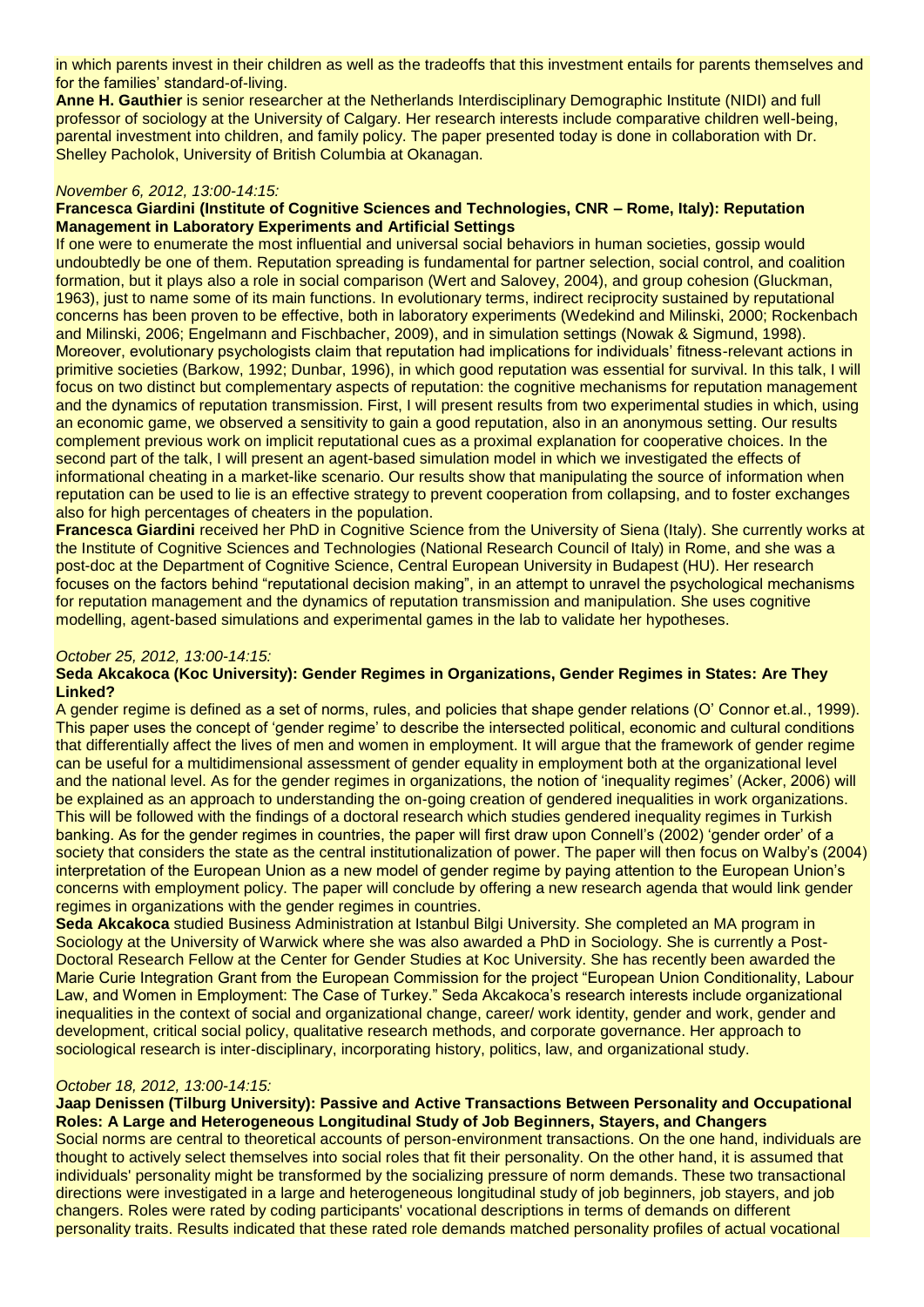in which parents invest in their children as well as the tradeoffs that this investment entails for parents themselves and for the families' standard-of-living.

**Anne H. Gauthier** is senior researcher at the Netherlands Interdisciplinary Demographic Institute (NIDI) and full professor of sociology at the University of Calgary. Her research interests include comparative children well-being, parental investment into children, and family policy. The paper presented today is done in collaboration with Dr. Shelley Pacholok, University of British Columbia at Okanagan.

*November 6, 2012, 13:00-14:15:*

**Francesca Giardini (Institute of Cognitive Sciences and Technologies, CNR – Rome, Italy): Reputation Management in Laboratory Experiments and Artificial Settings**

If one were to enumerate the most influential and universal social behaviors in human societies, gossip would undoubtedly be one of them. Reputation spreading is fundamental for partner selection, social control, and coalition formation, but it plays also a role in social comparison (Wert and Salovey, 2004), and group cohesion (Gluckman, 1963), just to name some of its main functions. In evolutionary terms, indirect reciprocity sustained by reputational concerns has been proven to be effective, both in laboratory experiments (Wedekind and Milinski, 2000; Rockenbach and Milinski, 2006; Engelmann and Fischbacher, 2009), and in simulation settings (Nowak & Sigmund, 1998). Moreover, evolutionary psychologists claim that reputation had implications for individuals' fitness-relevant actions in primitive societies (Barkow, 1992; Dunbar, 1996), in which good reputation was essential for survival. In this talk, I will focus on two distinct but complementary aspects of reputation: the cognitive mechanisms for reputation management and the dynamics of reputation transmission. First, I will present results from two experimental studies in which, using an economic game, we observed a sensitivity to gain a good reputation, also in an anonymous setting. Our results complement previous work on implicit reputational cues as a proximal explanation for cooperative choices. In the second part of the talk, I will present an agent-based simulation model in which we investigated the effects of informational cheating in a market-like scenario. Our results show that manipulating the source of information when reputation can be used to lie is an effective strategy to prevent cooperation from collapsing, and to foster exchanges also for high percentages of cheaters in the population.

**Francesca Giardini** received her PhD in Cognitive Science from the University of Siena (Italy). She currently works at the Institute of Cognitive Sciences and Technologies (National Research Council of Italy) in Rome, and she was a post-doc at the Department of Cognitive Science, Central European University in Budapest (HU). Her research focuses on the factors behind "reputational decision making", in an attempt to unravel the psychological mechanisms for reputation management and the dynamics of reputation transmission and manipulation. She uses cognitive modelling, agent-based simulations and experimental games in the lab to validate her hypotheses.

*October 25, 2012, 13:00-14:15:*

**Seda Akcakoca (Koc University): Gender Regimes in Organizations, Gender Regimes in States: Are They Linked?**

A gender regime is defined as a set of norms, rules, and policies that shape gender relations (O' Connor et.al., 1999). This paper uses the concept of 'gender regime' to describe the intersected political, economic and cultural conditions that differentially affect the lives of men and women in employment. It will argue that the framework of gender regime can be useful for a multidimensional assessment of gender equality in employment both at the organizational level and the national level. As for the gender regimes in organizations, the notion of 'inequality regimes' (Acker, 2006) will be explained as an approach to understanding the on-going creation of gendered inequalities in work organizations. This will be followed with the findings of a doctoral research which studies gendered inequality regimes in Turkish banking. As for the gender regimes in countries, the paper will first draw upon Connell's (2002) 'gender order' of a society that considers the state as the central institutionalization of power. The paper will then focus on Walby's (2004) interpretation of the European Union as a new model of gender regime by paying attention to the European Union's concerns with employment policy. The paper will conclude by offering a new research agenda that would link gender regimes in organizations with the gender regimes in countries.

**Seda Akcakoca** studied Business Administration at Istanbul Bilgi University. She completed an MA program in Sociology at the University of Warwick where she was also awarded a PhD in Sociology. She is currently a Post-Doctoral Research Fellow at the Center for Gender Studies at Koc University. She has recently been awarded the Marie Curie Integration Grant from the European Commission for the project "European Union Conditionality, Labour Law, and Women in Employment: The Case of Turkey." Seda Akcakoca's research interests include organizational inequalities in the context of social and organizational change, career/ work identity, gender and work, gender and development, critical social policy, qualitative research methods, and corporate governance. Her approach to sociological research is inter-disciplinary, incorporating history, politics, law, and organizational study.

*October 18, 2012, 13:00-14:15:*

**Jaap Denissen (Tilburg University): Passive and Active Transactions Between Personality and Occupational Roles: A Large and Heterogeneous Longitudinal Study of Job Beginners, Stayers, and Changers**

Social norms are central to theoretical accounts of person-environment transactions. On the one hand, individuals are thought to actively select themselves into social roles that fit their personality. On the other hand, it is assumed that individuals' personality might be transformed by the socializing pressure of norm demands. These two transactional directions were investigated in a large and heterogeneous longitudinal study of job beginners, job stayers, and job changers. Roles were rated by coding participants' vocational descriptions in terms of demands on different personality traits. Results indicated that these rated role demands matched personality profiles of actual vocational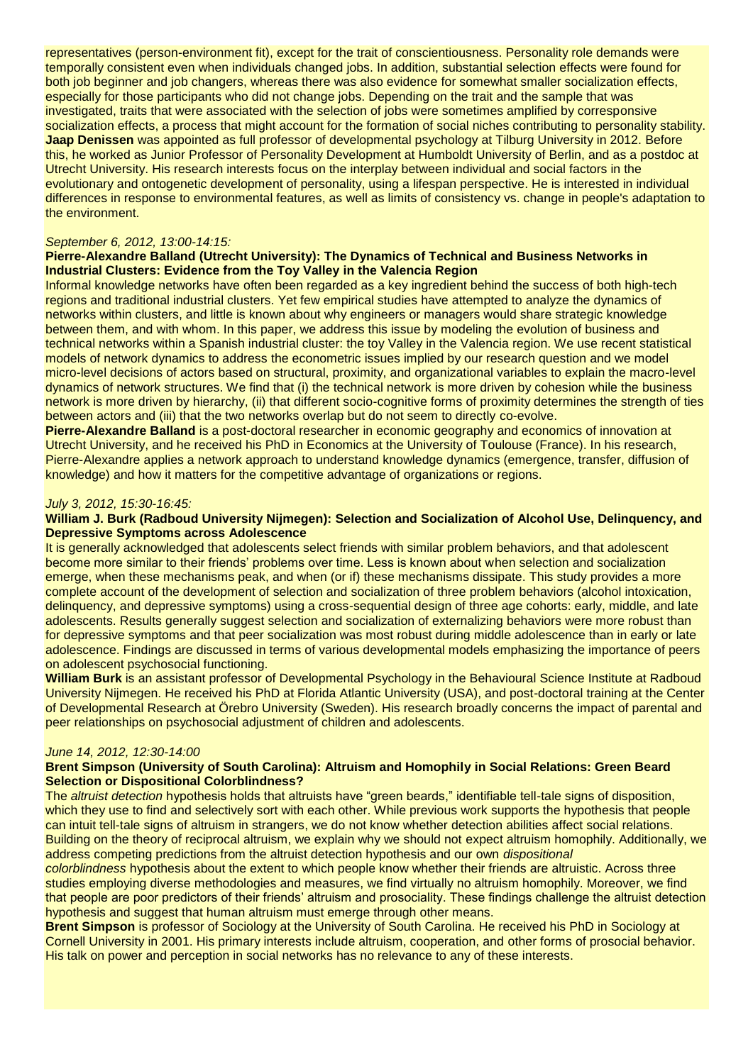representatives (person-environment fit), except for the trait of conscientiousness. Personality role demands were temporally consistent even when individuals changed jobs. In addition, substantial selection effects were found for both job beginner and job changers, whereas there was also evidence for somewhat smaller socialization effects, especially for those participants who did not change jobs. Depending on the trait and the sample that was investigated, traits that were associated with the selection of jobs were sometimes amplified by corresponsive socialization effects, a process that might account for the formation of social niches contributing to personality stability.
**Jaap Denissen** was appointed as full professor of developmental psychology at Tilburg University in 2012. Before this, he worked as Junior Professor of Personality Development at Humboldt University of Berlin, and as a postdoc at Utrecht University. His research interests focus on the interplay between individual and social factors in the evolutionary and ontogenetic development of personality, using a lifespan perspective. He is interested in individual differences in response to environmental features, as well as limits of consistency vs. change in people's adaptation to the environment.

*September 6, 2012, 13:00-14:15:*

**Pierre-Alexandre Balland (Utrecht University): The Dynamics of Technical and Business Networks in Industrial Clusters: Evidence from the Toy Valley in the Valencia Region**

Informal knowledge networks have often been regarded as a key ingredient behind the success of both high-tech regions and traditional industrial clusters. Yet few empirical studies have attempted to analyze the dynamics of networks within clusters, and little is known about why engineers or managers would share strategic knowledge between them, and with whom. In this paper, we address this issue by modeling the evolution of business and technical networks within a Spanish industrial cluster: the toy Valley in the Valencia region. We use recent statistical models of network dynamics to address the econometric issues implied by our research question and we model micro-level decisions of actors based on structural, proximity, and organizational variables to explain the macro-level dynamics of network structures. We find that (i) the technical network is more driven by cohesion while the business network is more driven by hierarchy, (ii) that different socio-cognitive forms of proximity determines the strength of ties between actors and (iii) that the two networks overlap but do not seem to directly co-evolve.
**Pierre-Alexandre Balland** is a post-doctoral researcher in economic geography and economics of innovation at Utrecht University, and he received his PhD in Economics at the University of Toulouse (France). In his research, Pierre-Alexandre applies a network approach to understand knowledge dynamics (emergence, transfer, diffusion of knowledge) and how it matters for the competitive advantage of organizations or regions.

*July 3, 2012, 15:30-16:45:*

**William J. Burk (Radboud University Nijmegen): Selection and Socialization of Alcohol Use, Delinquency, and Depressive Symptoms across Adolescence**

It is generally acknowledged that adolescents select friends with similar problem behaviors, and that adolescent become more similar to their friends' problems over time. Less is known about when selection and socialization emerge, when these mechanisms peak, and when (or if) these mechanisms dissipate. This study provides a more complete account of the development of selection and socialization of three problem behaviors (alcohol intoxication, delinquency, and depressive symptoms) using a cross-sequential design of three age cohorts: early, middle, and late adolescents. Results generally suggest selection and socialization of externalizing behaviors were more robust than for depressive symptoms and that peer socialization was most robust during middle adolescence than in early or late adolescence. Findings are discussed in terms of various developmental models emphasizing the importance of peers on adolescent psychosocial functioning.
**William Burk** is an assistant professor of Developmental Psychology in the Behavioural Science Institute at Radboud University Nijmegen. He received his PhD at Florida Atlantic University (USA), and post-doctoral training at the Center of Developmental Research at Örebro University (Sweden). His research broadly concerns the impact of parental and peer relationships on psychosocial adjustment of children and adolescents.

*June 14, 2012, 12:30-14:00*

**Brent Simpson (University of South Carolina): Altruism and Homophily in Social Relations: Green Beard Selection or Dispositional Colorblindness?**

The *altruist detection* hypothesis holds that altruists have "green beards," identifiable tell-tale signs of disposition, which they use to find and selectively sort with each other. While previous work supports the hypothesis that people can intuit tell-tale signs of altruism in strangers, we do not know whether detection abilities affect social relations. Building on the theory of reciprocal altruism, we explain why we should not expect altruism homophily. Additionally, we address competing predictions from the altruist detection hypothesis and our own *dispositional colorblindness* hypothesis about the extent to which people know whether their friends are altruistic. Across three studies employing diverse methodologies and measures, we find virtually no altruism homophily. Moreover, we find that people are poor predictors of their friends' altruism and prosociality. These findings challenge the altruist detection hypothesis and suggest that human altruism must emerge through other means.
**Brent Simpson** is professor of Sociology at the University of South Carolina. He received his PhD in Sociology at Cornell University in 2001. His primary interests include altruism, cooperation, and other forms of prosocial behavior. His talk on power and perception in social networks has no relevance to any of these interests.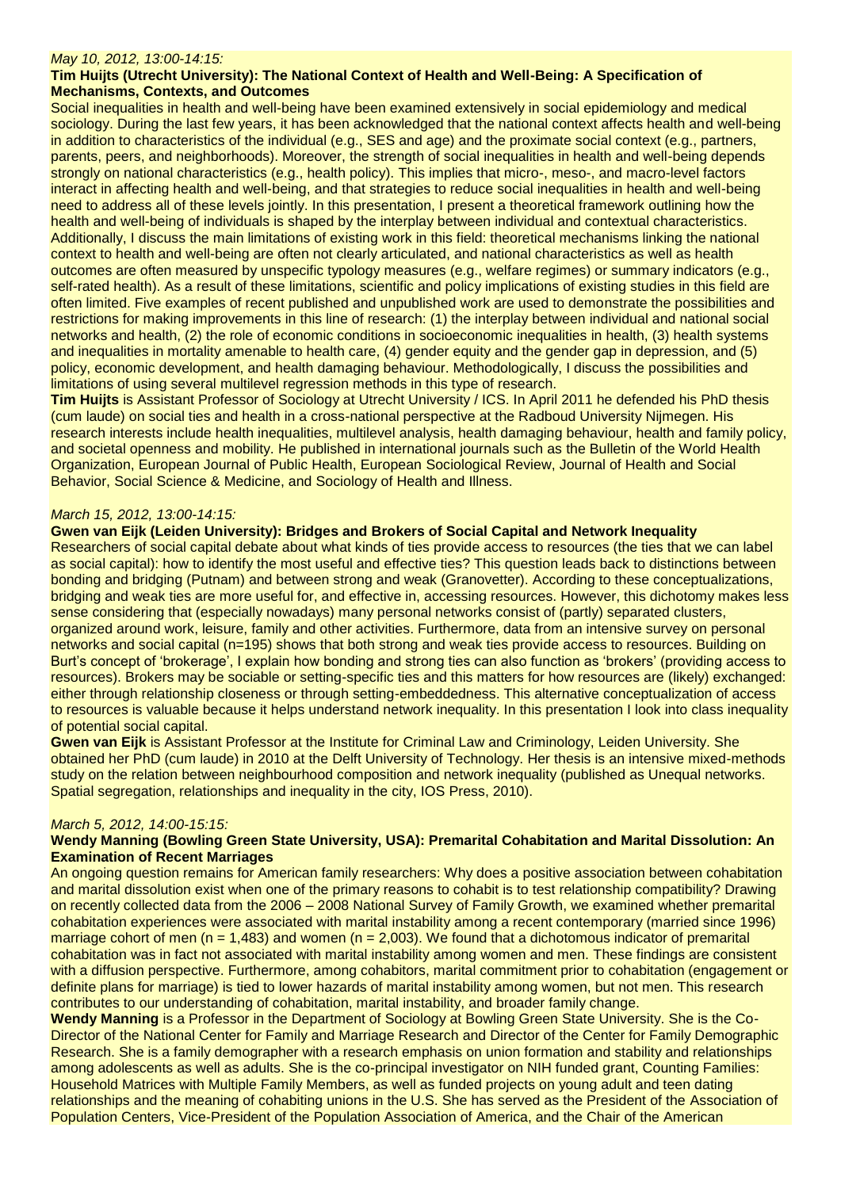*May 10, 2012, 13:00-14:15:*

**Tim Huijts (Utrecht University): The National Context of Health and Well-Being: A Specification of Mechanisms, Contexts, and Outcomes**

Social inequalities in health and well-being have been examined extensively in social epidemiology and medical sociology. During the last few years, it has been acknowledged that the national context affects health and well-being in addition to characteristics of the individual (e.g., SES and age) and the proximate social context (e.g., partners, parents, peers, and neighborhoods). Moreover, the strength of social inequalities in health and well-being depends strongly on national characteristics (e.g., health policy). This implies that micro-, meso-, and macro-level factors interact in affecting health and well-being, and that strategies to reduce social inequalities in health and well-being need to address all of these levels jointly. In this presentation, I present a theoretical framework outlining how the health and well-being of individuals is shaped by the interplay between individual and contextual characteristics. Additionally, I discuss the main limitations of existing work in this field: theoretical mechanisms linking the national context to health and well-being are often not clearly articulated, and national characteristics as well as health outcomes are often measured by unspecific typology measures (e.g., welfare regimes) or summary indicators (e.g., self-rated health). As a result of these limitations, scientific and policy implications of existing studies in this field are often limited. Five examples of recent published and unpublished work are used to demonstrate the possibilities and restrictions for making improvements in this line of research: (1) the interplay between individual and national social networks and health, (2) the role of economic conditions in socioeconomic inequalities in health, (3) health systems and inequalities in mortality amenable to health care, (4) gender equity and the gender gap in depression, and (5) policy, economic development, and health damaging behaviour. Methodologically, I discuss the possibilities and limitations of using several multilevel regression methods in this type of research.

**Tim Huijts** is Assistant Professor of Sociology at Utrecht University / ICS. In April 2011 he defended his PhD thesis (cum laude) on social ties and health in a cross-national perspective at the Radboud University Nijmegen. His research interests include health inequalities, multilevel analysis, health damaging behaviour, health and family policy, and societal openness and mobility. He published in international journals such as the Bulletin of the World Health Organization, European Journal of Public Health, European Sociological Review, Journal of Health and Social Behavior, Social Science & Medicine, and Sociology of Health and Illness.

*March 15, 2012, 13:00-14:15:*

**Gwen van Eijk (Leiden University): Bridges and Brokers of Social Capital and Network Inequality**

Researchers of social capital debate about what kinds of ties provide access to resources (the ties that we can label as social capital): how to identify the most useful and effective ties? This question leads back to distinctions between bonding and bridging (Putnam) and between strong and weak (Granovetter). According to these conceptualizations, bridging and weak ties are more useful for, and effective in, accessing resources. However, this dichotomy makes less sense considering that (especially nowadays) many personal networks consist of (partly) separated clusters, organized around work, leisure, family and other activities. Furthermore, data from an intensive survey on personal networks and social capital (n=195) shows that both strong and weak ties provide access to resources. Building on Burt's concept of 'brokerage', I explain how bonding and strong ties can also function as 'brokers' (providing access to resources). Brokers may be sociable or setting-specific ties and this matters for how resources are (likely) exchanged: either through relationship closeness or through setting-embeddedness. This alternative conceptualization of access to resources is valuable because it helps understand network inequality. In this presentation I look into class inequality of potential social capital.

**Gwen van Eijk** is Assistant Professor at the Institute for Criminal Law and Criminology, Leiden University. She obtained her PhD (cum laude) in 2010 at the Delft University of Technology. Her thesis is an intensive mixed-methods study on the relation between neighbourhood composition and network inequality (published as Unequal networks. Spatial segregation, relationships and inequality in the city, IOS Press, 2010).

*March 5, 2012, 14:00-15:15:*

**Wendy Manning (Bowling Green State University, USA): Premarital Cohabitation and Marital Dissolution: An Examination of Recent Marriages**

An ongoing question remains for American family researchers: Why does a positive association between cohabitation and marital dissolution exist when one of the primary reasons to cohabit is to test relationship compatibility? Drawing on recently collected data from the 2006 – 2008 National Survey of Family Growth, we examined whether premarital cohabitation experiences were associated with marital instability among a recent contemporary (married since 1996) marriage cohort of men (n = 1,483) and women (n = 2,003). We found that a dichotomous indicator of premarital cohabitation was in fact not associated with marital instability among women and men. These findings are consistent with a diffusion perspective. Furthermore, among cohabitors, marital commitment prior to cohabitation (engagement or definite plans for marriage) is tied to lower hazards of marital instability among women, but not men. This research contributes to our understanding of cohabitation, marital instability, and broader family change.

**Wendy Manning** is a Professor in the Department of Sociology at Bowling Green State University. She is the Co-Director of the National Center for Family and Marriage Research and Director of the Center for Family Demographic Research. She is a family demographer with a research emphasis on union formation and stability and relationships among adolescents as well as adults. She is the co-principal investigator on NIH funded grant, Counting Families: Household Matrices with Multiple Family Members, as well as funded projects on young adult and teen dating relationships and the meaning of cohabiting unions in the U.S. She has served as the President of the Association of Population Centers, Vice-President of the Population Association of America, and the Chair of the American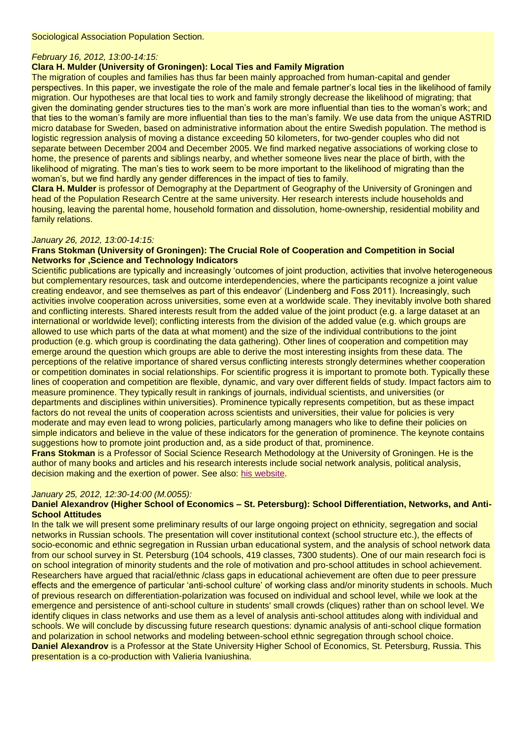Sociological Association Population Section.

*February 16, 2012, 13:00-14:15:*

**Clara H. Mulder (University of Groningen): Local Ties and Family Migration**

The migration of couples and families has thus far been mainly approached from human-capital and gender perspectives. In this paper, we investigate the role of the male and female partner's local ties in the likelihood of family migration. Our hypotheses are that local ties to work and family strongly decrease the likelihood of migrating; that given the dominating gender structures ties to the man's work are more influential than ties to the woman's work; and that ties to the woman's family are more influential than ties to the man's family. We use data from the unique ASTRID micro database for Sweden, based on administrative information about the entire Swedish population. The method is logistic regression analysis of moving a distance exceeding 50 kilometers, for two-gender couples who did not separate between December 2004 and December 2005. We find marked negative associations of working close to home, the presence of parents and siblings nearby, and whether someone lives near the place of birth, with the likelihood of migrating. The man's ties to work seem to be more important to the likelihood of migrating than the woman's, but we find hardly any gender differences in the impact of ties to family.

**Clara H. Mulder** is professor of Demography at the Department of Geography of the University of Groningen and head of the Population Research Centre at the same university. Her research interests include households and housing, leaving the parental home, household formation and dissolution, home-ownership, residential mobility and family relations.

*January 26, 2012, 13:00-14:15:*

**Frans Stokman (University of Groningen): The Crucial Role of Cooperation and Competition in Social Networks for ‚Science and Technology Indicators**

Scientific publications are typically and increasingly 'outcomes of joint production, activities that involve heterogeneous but complementary resources, task and outcome interdependencies, where the participants recognize a joint value creating endeavor, and see themselves as part of this endeavor' (Lindenberg and Foss 2011). Increasingly, such activities involve cooperation across universities, some even at a worldwide scale. They inevitably involve both shared and conflicting interests. Shared interests result from the added value of the joint product (e.g. a large dataset at an international or worldwide level); conflicting interests from the division of the added value (e.g. which groups are allowed to use which parts of the data at what moment) and the size of the individual contributions to the joint production (e.g. which group is coordinating the data gathering). Other lines of cooperation and competition may emerge around the question which groups are able to derive the most interesting insights from these data. The perceptions of the relative importance of shared versus conflicting interests strongly determines whether cooperation or competition dominates in social relationships. For scientific progress it is important to promote both. Typically these lines of cooperation and competition are flexible, dynamic, and vary over different fields of study. Impact factors aim to measure prominence. They typically result in rankings of journals, individual scientists, and universities (or departments and disciplines within universities). Prominence typically represents competition, but as these impact factors do not reveal the units of cooperation across scientists and universities, their value for policies is very moderate and may even lead to wrong policies, particularly among managers who like to define their policies on simple indicators and believe in the value of these indicators for the generation of prominence. The keynote contains suggestions how to promote joint production and, as a side product of that, prominence.

**Frans Stokman** is a Professor of Social Science Research Methodology at the University of Groningen. He is the author of many books and articles and his research interests include social network analysis, political analysis, decision making and the exertion of power. See also: his website.

*January 25, 2012, 12:30-14:00 (M.0055):*

**Daniel Alexandrov (Higher School of Economics – St. Petersburg): School Differentiation, Networks, and Anti-School Attitudes**

In the talk we will present some preliminary results of our large ongoing project on ethnicity, segregation and social networks in Russian schools. The presentation will cover institutional context (school structure etc.), the effects of socio-economic and ethnic segregation in Russian urban educational system, and the analysis of school network data from our school survey in St. Petersburg (104 schools, 419 classes, 7300 students). One of our main research foci is on school integration of minority students and the role of motivation and pro-school attitudes in school achievement. Researchers have argued that racial/ethnic /class gaps in educational achievement are often due to peer pressure effects and the emergence of particular 'anti-school culture' of working class and/or minority students in schools. Much of previous research on differentiation-polarization was focused on individual and school level, while we look at the emergence and persistence of anti-school culture in students' small crowds (cliques) rather than on school level. We identify cliques in class networks and use them as a level of analysis anti-school attitudes along with individual and schools. We will conclude by discussing future research questions: dynamic analysis of anti-school clique formation and polarization in school networks and modeling between-school ethnic segregation through school choice.

**Daniel Alexandrov** is a Professor at the State University Higher School of Economics, St. Petersburg, Russia. This presentation is a co-production with Valieria Ivaniushina.